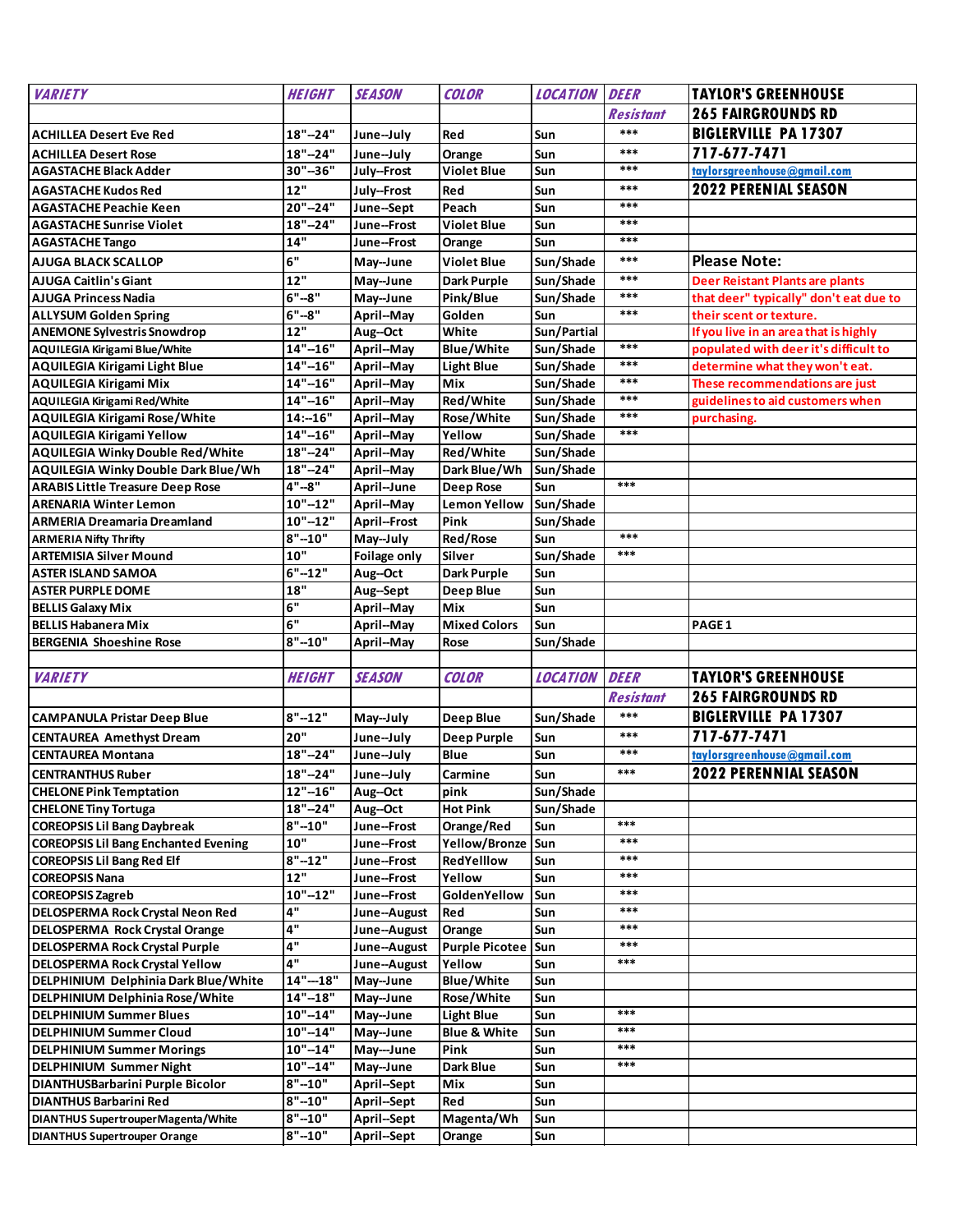| VARIETY | HEIGHT | SEASON | COLOR | LOCATION | DEER Resistant | TAYLOR'S GREENHOUSE |
|---|---|---|---|---|---|---|
| | | | | | | 265 FAIRGROUNDS RD |
| ACHILLEA Desert Eve Red | 18"--24" | June--July | Red | Sun | *** | BIGLERVILLE PA 17307 |
| ACHILLEA Desert Rose | 18"--24" | June--July | Orange | Sun | *** | 717-677-7471 |
| AGASTACHE Black Adder | 30"--36" | July--Frost | Violet Blue | Sun | *** | taylorsgreenhouse@gmail.com |
| AGASTACHE Kudos Red | 12" | July--Frost | Red | Sun | *** | 2022 PERENIAL SEASON |
| AGASTACHE Peachie Keen | 20"--24" | June--Sept | Peach | Sun | *** | |
| AGASTACHE Sunrise Violet | 18"--24" | June--Frost | Violet Blue | Sun | *** | |
| AGASTACHE Tango | 14" | June--Frost | Orange | Sun | *** | |
| AJUGA BLACK SCALLOP | 6" | May--June | Violet Blue | Sun/Shade | *** | Please Note: |
| AJUGA Caitlin's Giant | 12" | May--June | Dark Purple | Sun/Shade | *** | Deer Reistant Plants are plants |
| AJUGA Princess Nadia | 6"--8" | May--June | Pink/Blue | Sun/Shade | *** | that deer" typically" don't eat due to |
| ALLYSUM Golden Spring | 6"--8" | April--May | Golden | Sun | *** | their scent or texture. |
| ANEMONE Sylvestris Snowdrop | 12" | Aug--Oct | White | Sun/Partial | | If you live in an area that is highly |
| AQUILEGIA Kirigami Blue/White | 14"--16" | April--May | Blue/White | Sun/Shade | *** | populated with deer it's difficult to |
| AQUILEGIA Kirigami Light Blue | 14"--16" | April--May | Light Blue | Sun/Shade | *** | determine what they won't eat. |
| AQUILEGIA Kirigami Mix | 14"--16" | April--May | Mix | Sun/Shade | *** | These recommendations are just |
| AQUILEGIA Kirigami Red/White | 14"--16" | April--May | Red/White | Sun/Shade | *** | guidelines to aid customers when |
| AQUILEGIA Kirigami Rose/White | 14:--16" | April--May | Rose/White | Sun/Shade | *** | purchasing. |
| AQUILEGIA Kirigami Yellow | 14"--16" | April--May | Yellow | Sun/Shade | *** | |
| AQUILEGIA Winky Double Red/White | 18"--24" | April--May | Red/White | Sun/Shade | | |
| AQUILEGIA Winky Double Dark Blue/Wh | 18"--24" | April--May | Dark Blue/Wh | Sun/Shade | | |
| ARABIS Little Treasure Deep Rose | 4"--8" | April--June | Deep Rose | Sun | *** | |
| ARENARIA Winter Lemon | 10"--12" | April--May | Lemon Yellow | Sun/Shade | | |
| ARMERIA Dreamaria Dreamland | 10"--12" | April--Frost | Pink | Sun/Shade | | |
| ARMERIA Nifty Thrifty | 8"--10" | May--July | Red/Rose | Sun | *** | |
| ARTEMISIA Silver Mound | 10" | Foilage only | Silver | Sun/Shade | *** | |
| ASTER ISLAND SAMOA | 6"--12" | Aug--Oct | Dark Purple | Sun | | |
| ASTER PURPLE DOME | 18" | Aug--Sept | Deep Blue | Sun | | |
| BELLIS Galaxy Mix | 6" | April--May | Mix | Sun | | |
| BELLIS Habanera Mix | 6" | April--May | Mixed Colors | Sun | | PAGE 1 |
| BERGENIA Shoeshine Rose | 8"--10" | April--May | Rose | Sun/Shade | | |

| VARIETY | HEIGHT | SEASON | COLOR | LOCATION | DEER Resistant | TAYLOR'S GREENHOUSE |
|---|---|---|---|---|---|---|
| | | | | | | 265 FAIRGROUNDS RD |
| CAMPANULA Pristar Deep Blue | 8"--12" | May--July | Deep Blue | Sun/Shade | *** | BIGLERVILLE PA 17307 |
| CENTAUREA Amethyst Dream | 20" | June--July | Deep Purple | Sun | *** | 717-677-7471 |
| CENTAUREA Montana | 18"--24" | June--July | Blue | Sun | *** | taylorsgreenhouse@gmail.com |
| CENTRANTHUS Ruber | 18"--24" | June--July | Carmine | Sun | *** | 2022 PERENNIAL SEASON |
| CHELONE Pink Temptation | 12"--16" | Aug--Oct | pink | Sun/Shade | | |
| CHELONE Tiny Tortuga | 18"--24" | Aug--Oct | Hot Pink | Sun/Shade | | |
| COREOPSIS Lil Bang Daybreak | 8"--10" | June--Frost | Orange/Red | Sun | *** | |
| COREOPSIS Lil Bang Enchanted Evening | 10" | June--Frost | Yellow/Bronze | Sun | *** | |
| COREOPSIS Lil Bang Red Elf | 8"--12" | June--Frost | RedYelllow | Sun | *** | |
| COREOPSIS Nana | 12" | June--Frost | Yellow | Sun | *** | |
| COREOPSIS Zagreb | 10"--12" | June--Frost | GoldenYellow | Sun | *** | |
| DELOSPERMA Rock Crystal Neon Red | 4" | June--August | Red | Sun | *** | |
| DELOSPERMA Rock Crystal Orange | 4" | June--August | Orange | Sun | *** | |
| DELOSPERMA Rock Crystal Purple | 4" | June--August | Purple Picotee | Sun | *** | |
| DELOSPERMA Rock Crystal Yellow | 4" | June--August | Yellow | Sun | *** | |
| DELPHINIUM Delphinia Dark Blue/White | 14"---18" | May--June | Blue/White | Sun | | |
| DELPHINIUM Delphinia Rose/White | 14"--18" | May--June | Rose/White | Sun | | |
| DELPHINIUM Summer Blues | 10"--14" | May--June | Light Blue | Sun | *** | |
| DELPHINIUM Summer Cloud | 10"--14" | May--June | Blue & White | Sun | *** | |
| DELPHINIUM Summer Morings | 10"--14" | May---June | Pink | Sun | *** | |
| DELPHINIUM Summer Night | 10"--14" | May--June | Dark Blue | Sun | *** | |
| DIANTHUSBarbarini Purple Bicolor | 8"--10" | April--Sept | Mix | Sun | | |
| DIANTHUS Barbarini Red | 8"--10" | April--Sept | Red | Sun | | |
| DIANTHUS SupertrouperMagenta/White | 8"--10" | April--Sept | Magenta/Wh | Sun | | |
| DIANTHUS Supertrouper Orange | 8"--10" | April--Sept | Orange | Sun | | |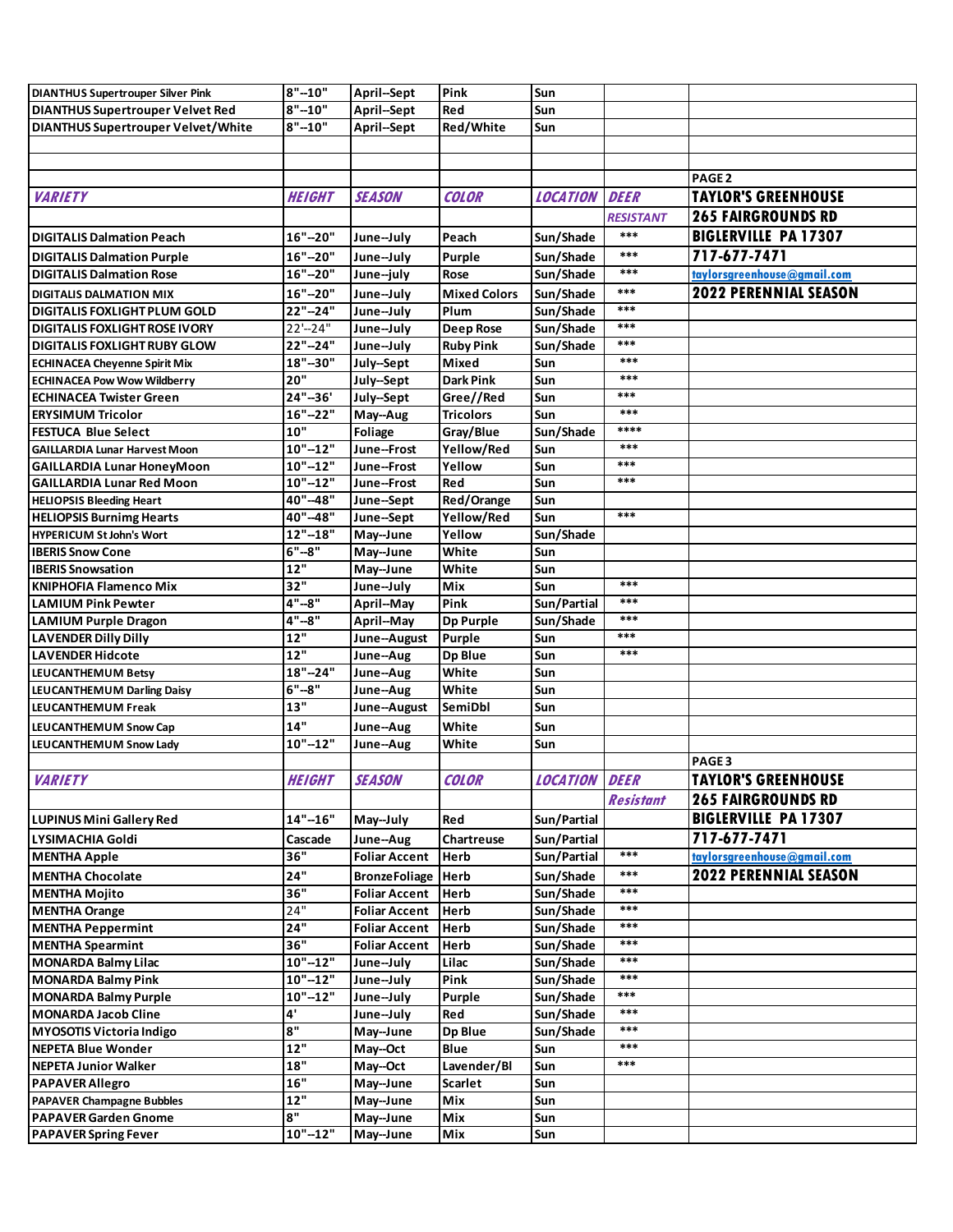| DIANTHUS Supertrouper Silver Pink | 8"--10" | April--Sept | Pink | Sun | | |
|---|---|---|---|---|---|---|
| DIANTHUS Supertrouper Velvet Red | 8"--10" | April--Sept | Red | Sun | | |
| DIANTHUS Supertrouper Velvet/White | 8"--10" | April--Sept | Red/White | Sun | | |

| ***VARIETY*** | ***HEIGHT*** | ***SEASON*** | ***COLOR*** | ***LOCATION*** | ***DEER RESISTANT*** | **PAGE 2** |
|---|---|---|---|---|---|---|
| | | | | | | **TAYLOR'S GREENHOUSE** |
| | | | | | | **265 FAIRGROUNDS RD** |
| DIGITALIS Dalmation Peach | 16"--20" | June--July | Peach | Sun/Shade | *** | **BIGLERVILLE PA 17307** |
| DIGITALIS Dalmation Purple | 16"--20" | June--July | Purple | Sun/Shade | *** | **717-677-7471** |
| DIGITALIS Dalmation Rose | 16"--20" | June--july | Rose | Sun/Shade | *** | taylorsgreenhouse@gmail.com |
| DIGITALIS DALMATION MIX | 16"--20" | June--July | Mixed Colors | Sun/Shade | *** | **2022 PERENNIAL SEASON** |
| DIGITALIS FOXLIGHT PLUM GOLD | 22"--24" | June--July | Plum | Sun/Shade | *** | |
| DIGITALIS FOXLIGHT ROSE IVORY | 22'--24" | June--July | Deep Rose | Sun/Shade | *** | |
| DIGITALIS FOXLIGHT RUBY GLOW | 22"--24" | June--July | Ruby Pink | Sun/Shade | *** | |
| ECHINACEA Cheyenne Spirit Mix | 18"--30" | July--Sept | Mixed | Sun | *** | |
| ECHINACEA Pow Wow Wildberry | 20" | July--Sept | Dark Pink | Sun | *** | |
| ECHINACEA Twister Green | 24"--36' | July--Sept | Gree//Red | Sun | *** | |
| ERYSIMUM Tricolor | 16"--22" | May--Aug | Tricolors | Sun | *** | |
| FESTUCA Blue Select | 10" | Foliage | Gray/Blue | Sun/Shade | **** | |
| GAILLARDIA Lunar Harvest Moon | 10"--12" | June--Frost | Yellow/Red | Sun | *** | |
| GAILLARDIA Lunar HoneyMoon | 10"--12" | June--Frost | Yellow | Sun | *** | |
| GAILLARDIA Lunar Red Moon | 10"--12" | June--Frost | Red | Sun | *** | |
| HELIOPSIS Bleeding Heart | 40"--48" | June--Sept | Red/Orange | Sun | | |
| HELIOPSIS Burnimg Hearts | 40"--48" | June--Sept | Yellow/Red | Sun | *** | |
| HYPERICUM St John's Wort | 12"--18" | May--June | Yellow | Sun/Shade | | |
| IBERIS Snow Cone | 6"--8" | May--June | White | Sun | | |
| IBERIS Snowsation | 12" | May--June | White | Sun | | |
| KNIPHOFIA Flamenco Mix | 32" | June--July | Mix | Sun | *** | |
| LAMIUM Pink Pewter | 4"--8" | April--May | Pink | Sun/Partial | *** | |
| LAMIUM Purple Dragon | 4"--8" | April--May | Dp Purple | Sun/Shade | *** | |
| LAVENDER Dilly Dilly | 12" | June--August | Purple | Sun | *** | |
| LAVENDER Hidcote | 12" | June--Aug | Dp Blue | Sun | *** | |
| LEUCANTHEMUM Betsy | 18"--24" | June--Aug | White | Sun | | |
| LEUCANTHEMUM Darling Daisy | 6"--8" | June--Aug | White | Sun | | |
| LEUCANTHEMUM Freak | 13" | June--August | SemiDbl | Sun | | |
| LEUCANTHEMUM Snow Cap | 14" | June--Aug | White | Sun | | |
| LEUCANTHEMUM Snow Lady | 10"--12" | June--Aug | White | Sun | | |

| ***VARIETY*** | ***HEIGHT*** | ***SEASON*** | ***COLOR*** | ***LOCATION*** | ***DEER Resistant*** | **PAGE 3** |
|---|---|---|---|---|---|---|
| | | | | | | **TAYLOR'S GREENHOUSE** |
| | | | | | | **265 FAIRGROUNDS RD** |
| LUPINUS Mini Gallery Red | 14"--16" | May--July | Red | Sun/Partial | | **BIGLERVILLE PA 17307** |
| LYSIMACHIA Goldi | Cascade | June--Aug | Chartreuse | Sun/Partial | | **717-677-7471** |
| MENTHA Apple | 36" | Foliar Accent | Herb | Sun/Partial | *** | taylorsgreenhouse@gmail.com |
| MENTHA Chocolate | 24" | BronzeFoliage | Herb | Sun/Shade | *** | **2022 PERENNIAL SEASON** |
| MENTHA Mojito | 36" | Foliar Accent | Herb | Sun/Shade | *** | |
| MENTHA Orange | 24" | Foliar Accent | Herb | Sun/Shade | *** | |
| MENTHA Peppermint | 24" | Foliar Accent | Herb | Sun/Shade | *** | |
| MENTHA Spearmint | 36" | Foliar Accent | Herb | Sun/Shade | *** | |
| MONARDA Balmy Lilac | 10"--12" | June--July | Lilac | Sun/Shade | *** | |
| MONARDA Balmy Pink | 10"--12" | June--July | Pink | Sun/Shade | *** | |
| MONARDA Balmy Purple | 10"--12" | June--July | Purple | Sun/Shade | *** | |
| MONARDA Jacob Cline | 4' | June--July | Red | Sun/Shade | *** | |
| MYOSOTIS Victoria Indigo | 8" | May--June | Dp Blue | Sun/Shade | *** | |
| NEPETA Blue Wonder | 12" | May--Oct | Blue | Sun | *** | |
| NEPETA Junior Walker | 18" | May--Oct | Lavender/Bl | Sun | *** | |
| PAPAVER Allegro | 16" | May--June | Scarlet | Sun | | |
| PAPAVER Champagne Bubbles | 12" | May--June | Mix | Sun | | |
| PAPAVER Garden Gnome | 8" | May--June | Mix | Sun | | |
| PAPAVER Spring Fever | 10"--12" | May--June | Mix | Sun | | |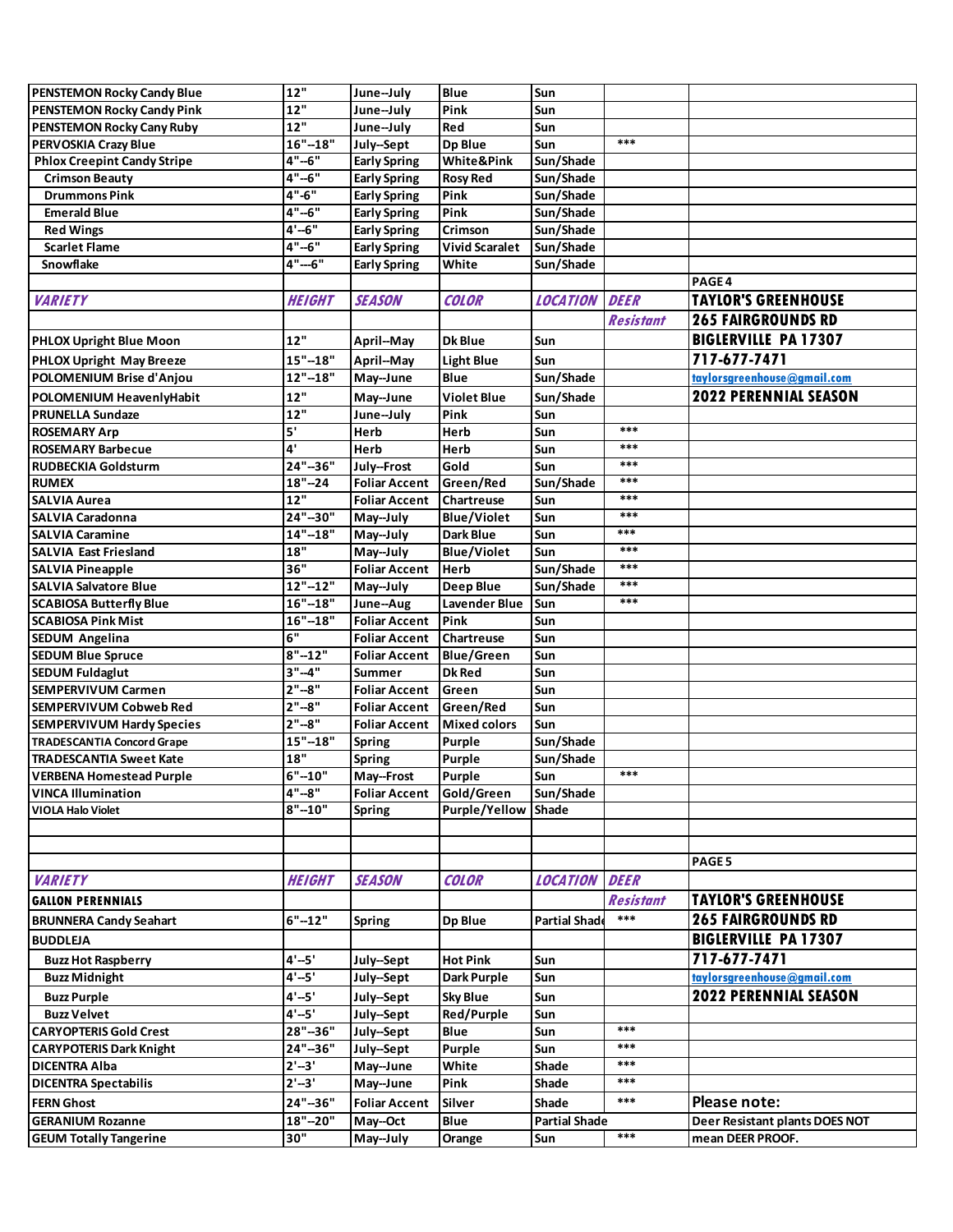| | | | | | | |
|---|---|---|---|---|---|---|
| PENSTEMON Rocky Candy Blue | 12" | June--July | Blue | Sun | | |
| PENSTEMON Rocky Candy Pink | 12" | June--July | Pink | Sun | | |
| PENSTEMON Rocky Cany Ruby | 12" | June--July | Red | Sun | | |
| PERVOSKIA Crazy Blue | 16"--18" | July--Sept | Dp Blue | Sun | *** | |
| Phlox Creepint Candy Stripe | 4"--6" | Early Spring | White&Pink | Sun/Shade | | |
| Crimson Beauty | 4"--6" | Early Spring | Rosy Red | Sun/Shade | | |
| Drummons Pink | 4"-6" | Early Spring | Pink | Sun/Shade | | |
| Emerald Blue | 4"--6" | Early Spring | Pink | Sun/Shade | | |
| Red Wings | 4'--6" | Early Spring | Crimson | Sun/Shade | | |
| Scarlet Flame | 4"--6" | Early Spring | Vivid Scaralet | Sun/Shade | | |
| Snowflake | 4"---6" | Early Spring | White | Sun/Shade | | |
| | | | | | | PAGE 4 |
| ***VARIETY*** | ***HEIGHT*** | ***SEASON*** | ***COLOR*** | ***LOCATION*** | ***DEER*** | **TAYLOR'S GREENHOUSE** |
| | | | | | ***Resistant*** | **265 FAIRGROUNDS RD** |
| PHLOX Upright Blue Moon | 12" | April--May | Dk Blue | Sun | | **BIGLERVILLE PA 17307** |
| PHLOX Upright May Breeze | 15"--18" | April--May | Light Blue | Sun | | **717-677-7471** |
| POLOMENIUM Brise d'Anjou | 12"--18" | May--June | Blue | Sun/Shade | | taylorsgreenhouse@gmail.com |
| POLOMENIUM HeavenlyHabit | 12" | May--June | Violet Blue | Sun/Shade | | **2022 PERENNIAL SEASON** |
| PRUNELLA Sundaze | 12" | June--July | Pink | Sun | | |
| ROSEMARY Arp | 5' | Herb | Herb | Sun | *** | |
| ROSEMARY Barbecue | 4' | Herb | Herb | Sun | *** | |
| RUDBECKIA Goldsturm | 24"--36" | July--Frost | Gold | Sun | *** | |
| RUMEX | 18"--24 | Foliar Accent | Green/Red | Sun/Shade | *** | |
| SALVIA Aurea | 12" | Foliar Accent | Chartreuse | Sun | *** | |
| SALVIA Caradonna | 24"--30" | May--July | Blue/Violet | Sun | *** | |
| SALVIA Caramine | 14"--18" | May--July | Dark Blue | Sun | *** | |
| SALVIA East Friesland | 18" | May--July | Blue/Violet | Sun | *** | |
| SALVIA Pineapple | 36" | Foliar Accent | Herb | Sun/Shade | *** | |
| SALVIA Salvatore Blue | 12"--12" | May--July | Deep Blue | Sun/Shade | *** | |
| SCABIOSA Butterfly Blue | 16"--18" | June--Aug | Lavender Blue | Sun | *** | |
| SCABIOSA Pink Mist | 16"--18" | Foliar Accent | Pink | Sun | | |
| SEDUM Angelina | 6" | Foliar Accent | Chartreuse | Sun | | |
| SEDUM Blue Spruce | 8"--12" | Foliar Accent | Blue/Green | Sun | | |
| SEDUM Fuldaglut | 3"--4" | Summer | Dk Red | Sun | | |
| SEMPERVIVUM Carmen | 2"--8" | Foliar Accent | Green | Sun | | |
| SEMPERVIVUM Cobweb Red | 2"--8" | Foliar Accent | Green/Red | Sun | | |
| SEMPERVIVUM Hardy Species | 2"--8" | Foliar Accent | Mixed colors | Sun | | |
| TRADESCANTIA Concord Grape | 15"--18" | Spring | Purple | Sun/Shade | | |
| TRADESCANTIA Sweet Kate | 18" | Spring | Purple | Sun/Shade | | |
| VERBENA Homestead Purple | 6"--10" | May--Frost | Purple | Sun | *** | |
| VINCA Illumination | 4"--8" | Foliar Accent | Gold/Green | Sun/Shade | | |
| VIOLA Halo Violet | 8"--10" | Spring | Purple/Yellow | Shade | | |
| | | | | | | |
| | | | | | | |
| | | | | | | PAGE 5 |
| ***VARIETY*** | ***HEIGHT*** | ***SEASON*** | ***COLOR*** | ***LOCATION*** | ***DEER*** | |
| **GALLON PERENNIALS** | | | | | ***Resistant*** | **TAYLOR'S GREENHOUSE** |
| BRUNNERA Candy Seahart | 6"--12" | Spring | Dp Blue | Partial Shade | *** | **265 FAIRGROUNDS RD** |
| BUDDLEJA | | | | | | **BIGLERVILLE PA 17307** |
| Buzz Hot Raspberry | 4'--5' | July--Sept | Hot Pink | Sun | | **717-677-7471** |
| Buzz Midnight | 4'--5' | July--Sept | Dark Purple | Sun | | taylorsgreenhouse@gmail.com |
| Buzz Purple | 4'--5' | July--Sept | Sky Blue | Sun | | **2022 PERENNIAL SEASON** |
| Buzz Velvet | 4'--5' | July--Sept | Red/Purple | Sun | | |
| CARYOPTERIS Gold Crest | 28"--36" | July--Sept | Blue | Sun | *** | |
| CARYPOTERIS Dark Knight | 24"--36" | July--Sept | Purple | Sun | *** | |
| DICENTRA Alba | 2'--3' | May--June | White | Shade | *** | |
| DICENTRA Spectabilis | 2'--3' | May--June | Pink | Shade | *** | |
| FERN Ghost | 24"--36" | Foliar Accent | Silver | Shade | *** | **Please note:** |
| GERANIUM Rozanne | 18"--20" | May--Oct | Blue | Partial Shade | | **Deer Resistant plants DOES NOT** |
| GEUM Totally Tangerine | 30" | May--July | Orange | Sun | *** | **mean DEER PROOF.** |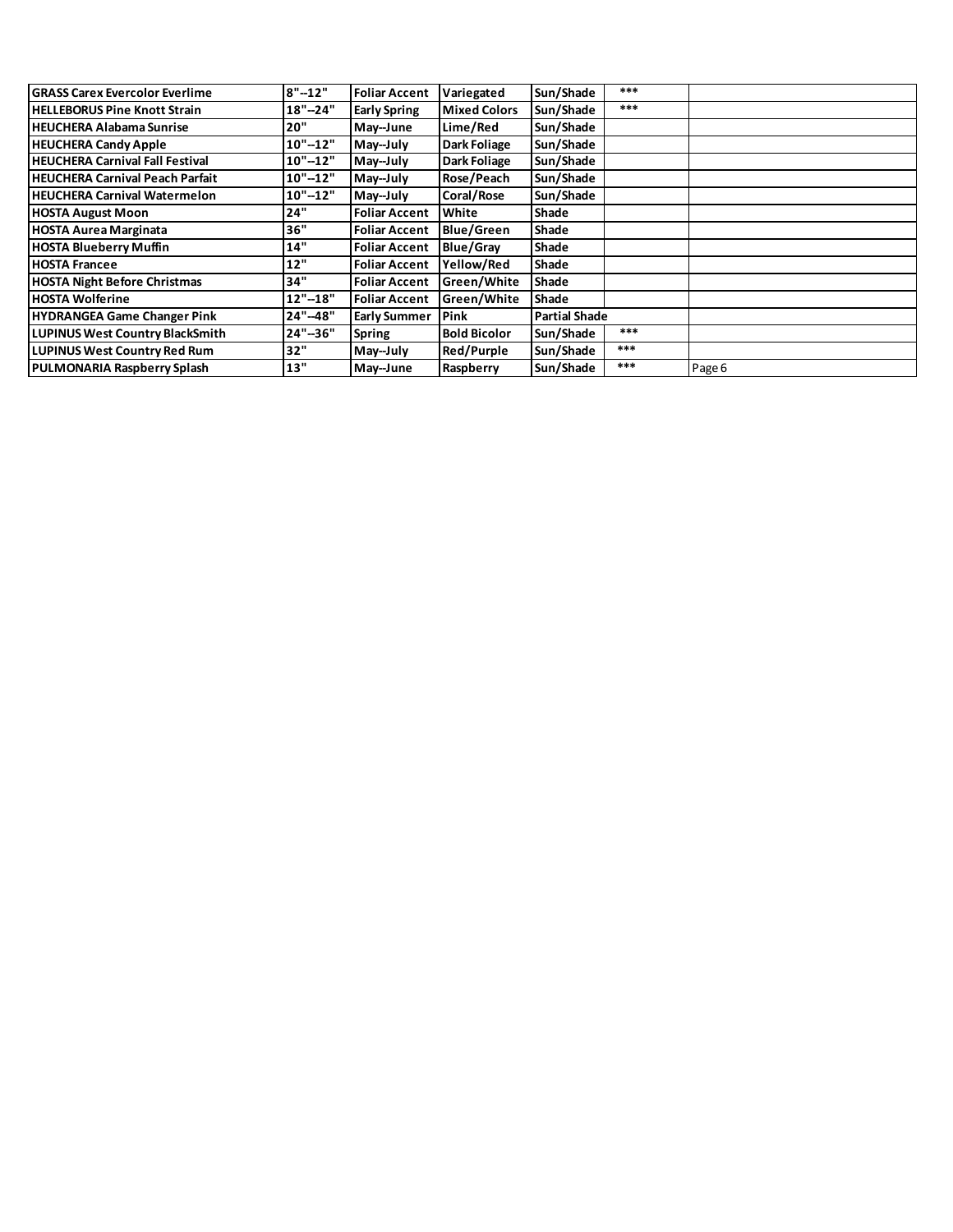| | | | | | | |
|---|---|---|---|---|---|---|
| **GRASS Carex Evercolor Everlime** | **8"--12"** | **Foliar Accent** | **Variegated** | **Sun/Shade** | *** | |
| **HELLEBORUS Pine Knott Strain** | **18"--24"** | **Early Spring** | **Mixed Colors** | **Sun/Shade** | *** | |
| **HEUCHERA Alabama Sunrise** | **20"** | **May--June** | **Lime/Red** | **Sun/Shade** | | |
| **HEUCHERA Candy Apple** | **10"--12"** | **May--July** | **Dark Foliage** | **Sun/Shade** | | |
| **HEUCHERA Carnival Fall Festival** | **10"--12"** | **May--July** | **Dark Foliage** | **Sun/Shade** | | |
| **HEUCHERA Carnival Peach Parfait** | **10"--12"** | **May--July** | **Rose/Peach** | **Sun/Shade** | | |
| **HEUCHERA Carnival Watermelon** | **10"--12"** | **May--July** | **Coral/Rose** | **Sun/Shade** | | |
| **HOSTA August Moon** | **24"** | **Foliar Accent** | **White** | **Shade** | | |
| **HOSTA Aurea Marginata** | **36"** | **Foliar Accent** | **Blue/Green** | **Shade** | | |
| **HOSTA Blueberry Muffin** | **14"** | **Foliar Accent** | **Blue/Gray** | **Shade** | | |
| **HOSTA Francee** | **12"** | **Foliar Accent** | **Yellow/Red** | **Shade** | | |
| **HOSTA Night Before Christmas** | **34"** | **Foliar Accent** | **Green/White** | **Shade** | | |
| **HOSTA Wolferine** | **12"--18"** | **Foliar Accent** | **Green/White** | **Shade** | | |
| **HYDRANGEA Game Changer Pink** | **24"--48"** | **Early Summer** | **Pink** | **Partial Shade** | | |
| **LUPINUS West Country BlackSmith** | **24"--36"** | **Spring** | **Bold Bicolor** | **Sun/Shade** | *** | |
| **LUPINUS West Country Red Rum** | **32"** | **May--July** | **Red/Purple** | **Sun/Shade** | *** | |
| **PULMONARIA Raspberry Splash** | **13"** | **May--June** | **Raspberry** | **Sun/Shade** | *** | Page 6 |